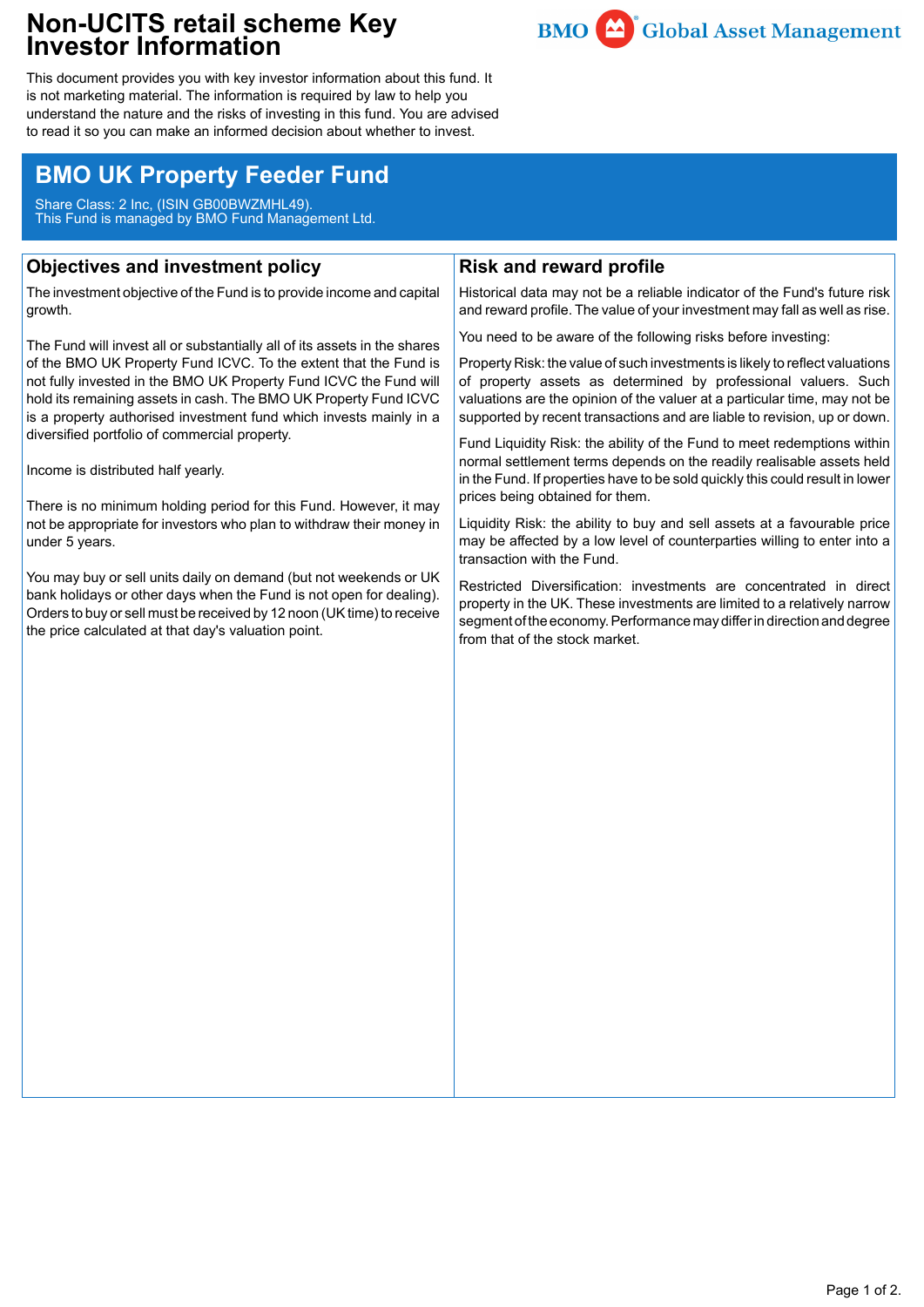# Non-UCITS retail scheme Key Investor Information

BMO Global Asset Management

This document provides you with key investor information about this fund. It is not marketing material. The information is required by law to help you understand the nature and the risks of investing in this fund. You are advised to read it so you can make an informed decision about whether to invest.

## BMO UK Property Feeder Fund

Share Class: 2 Inc, (ISIN GB00BWZMHL49).
This Fund is managed by BMO Fund Management Ltd.

### Objectives and investment policy

The investment objective of the Fund is to provide income and capital growth.

The Fund will invest all or substantially all of its assets in the shares of the BMO UK Property Fund ICVC. To the extent that the Fund is not fully invested in the BMO UK Property Fund ICVC the Fund will hold its remaining assets in cash. The BMO UK Property Fund ICVC is a property authorised investment fund which invests mainly in a diversified portfolio of commercial property.

Income is distributed half yearly.

There is no minimum holding period for this Fund. However, it may not be appropriate for investors who plan to withdraw their money in under 5 years.

You may buy or sell units daily on demand (but not weekends or UK bank holidays or other days when the Fund is not open for dealing). Orders to buy or sell must be received by 12 noon (UK time) to receive the price calculated at that day's valuation point.

### Risk and reward profile

Historical data may not be a reliable indicator of the Fund's future risk and reward profile. The value of your investment may fall as well as rise.

You need to be aware of the following risks before investing:

Property Risk: the value of such investments is likely to reflect valuations of property assets as determined by professional valuers. Such valuations are the opinion of the valuer at a particular time, may not be supported by recent transactions and are liable to revision, up or down.

Fund Liquidity Risk: the ability of the Fund to meet redemptions within normal settlement terms depends on the readily realisable assets held in the Fund. If properties have to be sold quickly this could result in lower prices being obtained for them.

Liquidity Risk: the ability to buy and sell assets at a favourable price may be affected by a low level of counterparties willing to enter into a transaction with the Fund.

Restricted Diversification: investments are concentrated in direct property in the UK. These investments are limited to a relatively narrow segment of the economy. Performance may differ in direction and degree from that of the stock market.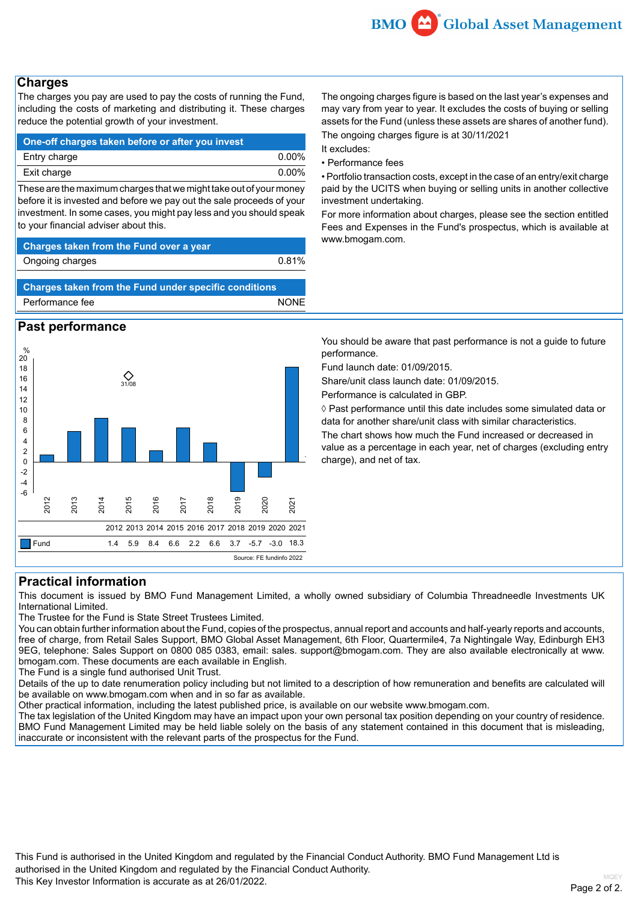## Charges

The charges you pay are used to pay the costs of running the Fund, including the costs of marketing and distributing it. These charges reduce the potential growth of your investment.

| One-off charges taken before or after you invest | |
|---|---|
| Entry charge | 0.00% |
| Exit charge | 0.00% |

These are the maximum charges that we might take out of your money before it is invested and before we pay out the sale proceeds of your investment. In some cases, you might pay less and you should speak to your financial adviser about this.

| Charges taken from the Fund over a year | |
|---|---|
| Ongoing charges | 0.81% |

| Charges taken from the Fund under specific conditions | |
|---|---|
| Performance fee | NONE |

The ongoing charges figure is based on the last year's expenses and may vary from year to year. It excludes the costs of buying or selling assets for the Fund (unless these assets are shares of another fund).

The ongoing charges figure is at 30/11/2021

It excludes:

- Performance fees
- Portfolio transaction costs, except in the case of an entry/exit charge paid by the UCITS when buying or selling units in another collective investment undertaking.

For more information about charges, please see the section entitled Fees and Expenses in the Fund's prospectus, which is available at www.bmogam.com.

## Past performance

%
20
18
16
14
12
10
8
6
4
2
0
-2
-4
-6

31/08

2012 2013 2014 2015 2016 2017 2018 2019 2020 2021

| | 2012 | 2013 | 2014 | 2015 | 2016 | 2017 | 2018 | 2019 | 2020 | 2021 |
|---|---|---|---|---|---|---|---|---|---|---|
| Fund | 1.4 | 5.9 | 8.4 | 6.6 | 2.2 | 6.6 | 3.7 | -5.7 | -3.0 | 18.3 |

Source: FE fundinfo 2022

You should be aware that past performance is not a guide to future performance.

Fund launch date: 01/09/2015.

Share/unit class launch date: 01/09/2015.

Performance is calculated in GBP.

◊ Past performance until this date includes some simulated data or data for another share/unit class with similar characteristics.

The chart shows how much the Fund increased or decreased in value as a percentage in each year, net of charges (excluding entry charge), and net of tax.

## Practical information

This document is issued by BMO Fund Management Limited, a wholly owned subsidiary of Columbia Threadneedle Investments UK International Limited.

The Trustee for the Fund is State Street Trustees Limited.

You can obtain further information about the Fund, copies of the prospectus, annual report and accounts and half-yearly reports and accounts, free of charge, from Retail Sales Support, BMO Global Asset Management, 6th Floor, Quartermile4, 7a Nightingale Way, Edinburgh EH3 9EG, telephone: Sales Support on 0800 085 0383, email: sales. support@bmogam.com. They are also available electronically at www. bmogam.com. These documents are each available in English.

The Fund is a single fund authorised Unit Trust.

Details of the up to date renumeration policy including but not limited to a description of how remuneration and benefits are calculated will be available on www.bmogam.com when and in so far as available.

Other practical information, including the latest published price, is available on our website www.bmogam.com.

The tax legislation of the United Kingdom may have an impact upon your own personal tax position depending on your country of residence.

BMO Fund Management Limited may be held liable solely on the basis of any statement contained in this document that is misleading, inaccurate or inconsistent with the relevant parts of the prospectus for the Fund.

This Fund is authorised in the United Kingdom and regulated by the Financial Conduct Authority. BMO Fund Management Ltd is authorised in the United Kingdom and regulated by the Financial Conduct Authority.

This Key Investor Information is accurate as at 26/01/2022.